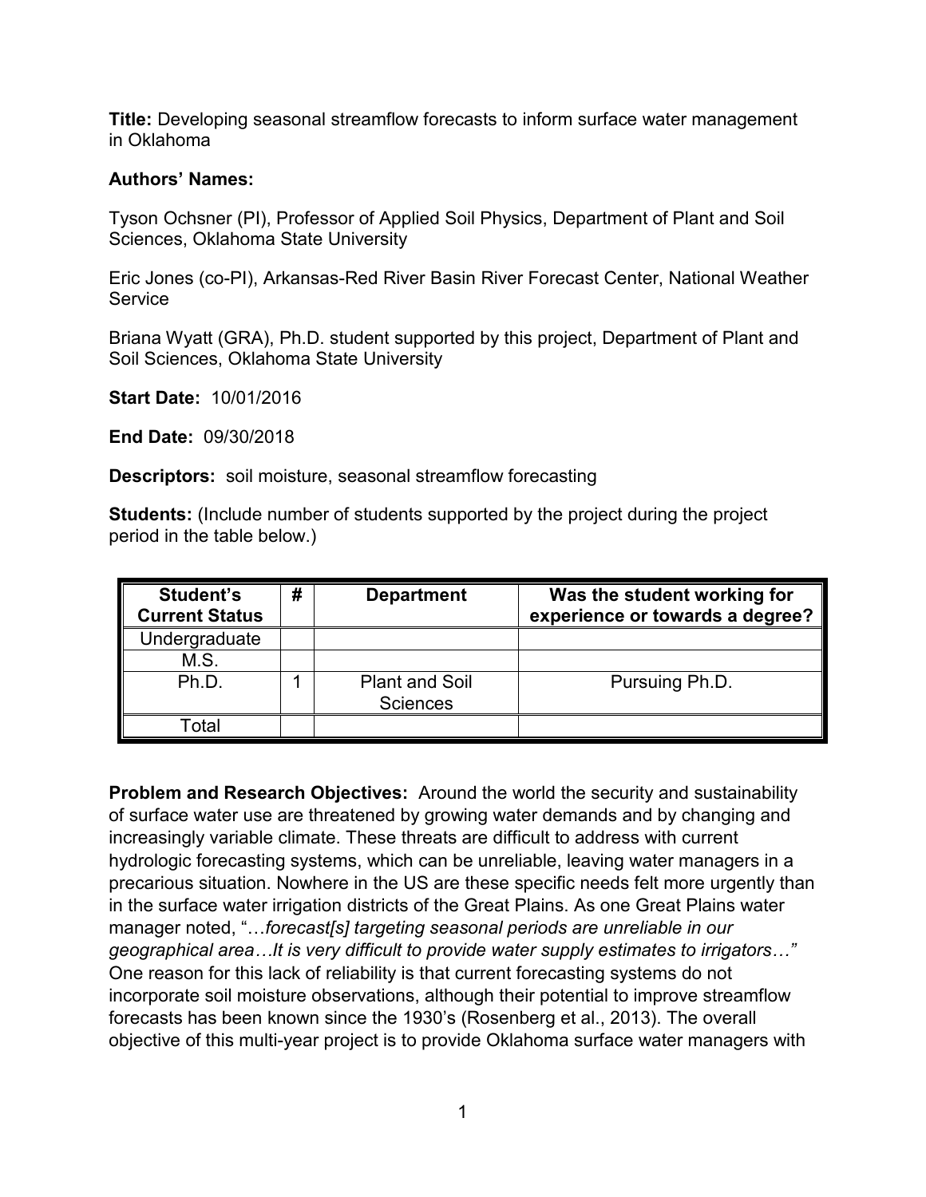**Title:** Developing seasonal streamflow forecasts to inform surface water management in Oklahoma

**Authors' Names:**

Tyson Ochsner (PI), Professor of Applied Soil Physics, Department of Plant and Soil Sciences, Oklahoma State University

Eric Jones (co-PI), Arkansas-Red River Basin River Forecast Center, National Weather Service

Briana Wyatt (GRA), Ph.D. student supported by this project, Department of Plant and Soil Sciences, Oklahoma State University

**Start Date:** 10/01/2016

**End Date:** 09/30/2018

**Descriptors:** soil moisture, seasonal streamflow forecasting

**Students:** (Include number of students supported by the project during the project period in the table below.)

| Student's Current Status | # | Department | Was the student working for experience or towards a degree? |
|---|---|---|---|
| Undergraduate | | | |
| M.S. | | | |
| Ph.D. | 1 | Plant and Soil Sciences | Pursuing Ph.D. |
| Total | | | |

**Problem and Research Objectives:** Around the world the security and sustainability of surface water use are threatened by growing water demands and by changing and increasingly variable climate. These threats are difficult to address with current hydrologic forecasting systems, which can be unreliable, leaving water managers in a precarious situation. Nowhere in the US are these specific needs felt more urgently than in the surface water irrigation districts of the Great Plains. As one Great Plains water manager noted, "…*forecast[s] targeting seasonal periods are unreliable in our geographical area…It is very difficult to provide water supply estimates to irrigators…"* One reason for this lack of reliability is that current forecasting systems do not incorporate soil moisture observations, although their potential to improve streamflow forecasts has been known since the 1930's (Rosenberg et al., 2013). The overall objective of this multi-year project is to provide Oklahoma surface water managers with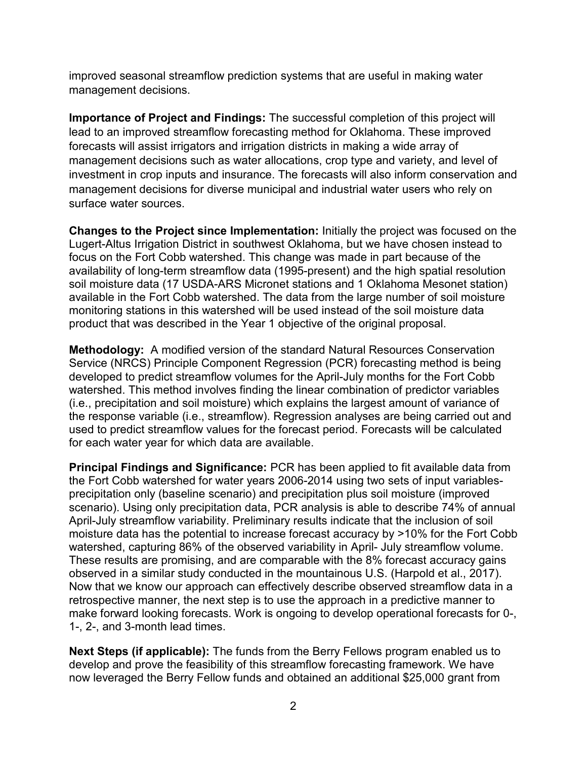improved seasonal streamflow prediction systems that are useful in making water management decisions.

**Importance of Project and Findings:** The successful completion of this project will lead to an improved streamflow forecasting method for Oklahoma. These improved forecasts will assist irrigators and irrigation districts in making a wide array of management decisions such as water allocations, crop type and variety, and level of investment in crop inputs and insurance. The forecasts will also inform conservation and management decisions for diverse municipal and industrial water users who rely on surface water sources.

**Changes to the Project since Implementation:** Initially the project was focused on the Lugert-Altus Irrigation District in southwest Oklahoma, but we have chosen instead to focus on the Fort Cobb watershed. This change was made in part because of the availability of long-term streamflow data (1995-present) and the high spatial resolution soil moisture data (17 USDA-ARS Micronet stations and 1 Oklahoma Mesonet station) available in the Fort Cobb watershed. The data from the large number of soil moisture monitoring stations in this watershed will be used instead of the soil moisture data product that was described in the Year 1 objective of the original proposal.

**Methodology:** A modified version of the standard Natural Resources Conservation Service (NRCS) Principle Component Regression (PCR) forecasting method is being developed to predict streamflow volumes for the April-July months for the Fort Cobb watershed. This method involves finding the linear combination of predictor variables (i.e., precipitation and soil moisture) which explains the largest amount of variance of the response variable (i.e., streamflow). Regression analyses are being carried out and used to predict streamflow values for the forecast period. Forecasts will be calculated for each water year for which data are available.

**Principal Findings and Significance:** PCR has been applied to fit available data from the Fort Cobb watershed for water years 2006-2014 using two sets of input variables- precipitation only (baseline scenario) and precipitation plus soil moisture (improved scenario). Using only precipitation data, PCR analysis is able to describe 74% of annual April-July streamflow variability. Preliminary results indicate that the inclusion of soil moisture data has the potential to increase forecast accuracy by >10% for the Fort Cobb watershed, capturing 86% of the observed variability in April- July streamflow volume. These results are promising, and are comparable with the 8% forecast accuracy gains observed in a similar study conducted in the mountainous U.S. (Harpold et al., 2017). Now that we know our approach can effectively describe observed streamflow data in a retrospective manner, the next step is to use the approach in a predictive manner to make forward looking forecasts. Work is ongoing to develop operational forecasts for 0-, 1-, 2-, and 3-month lead times.

**Next Steps (if applicable):** The funds from the Berry Fellows program enabled us to develop and prove the feasibility of this streamflow forecasting framework. We have now leveraged the Berry Fellow funds and obtained an additional $25,000 grant from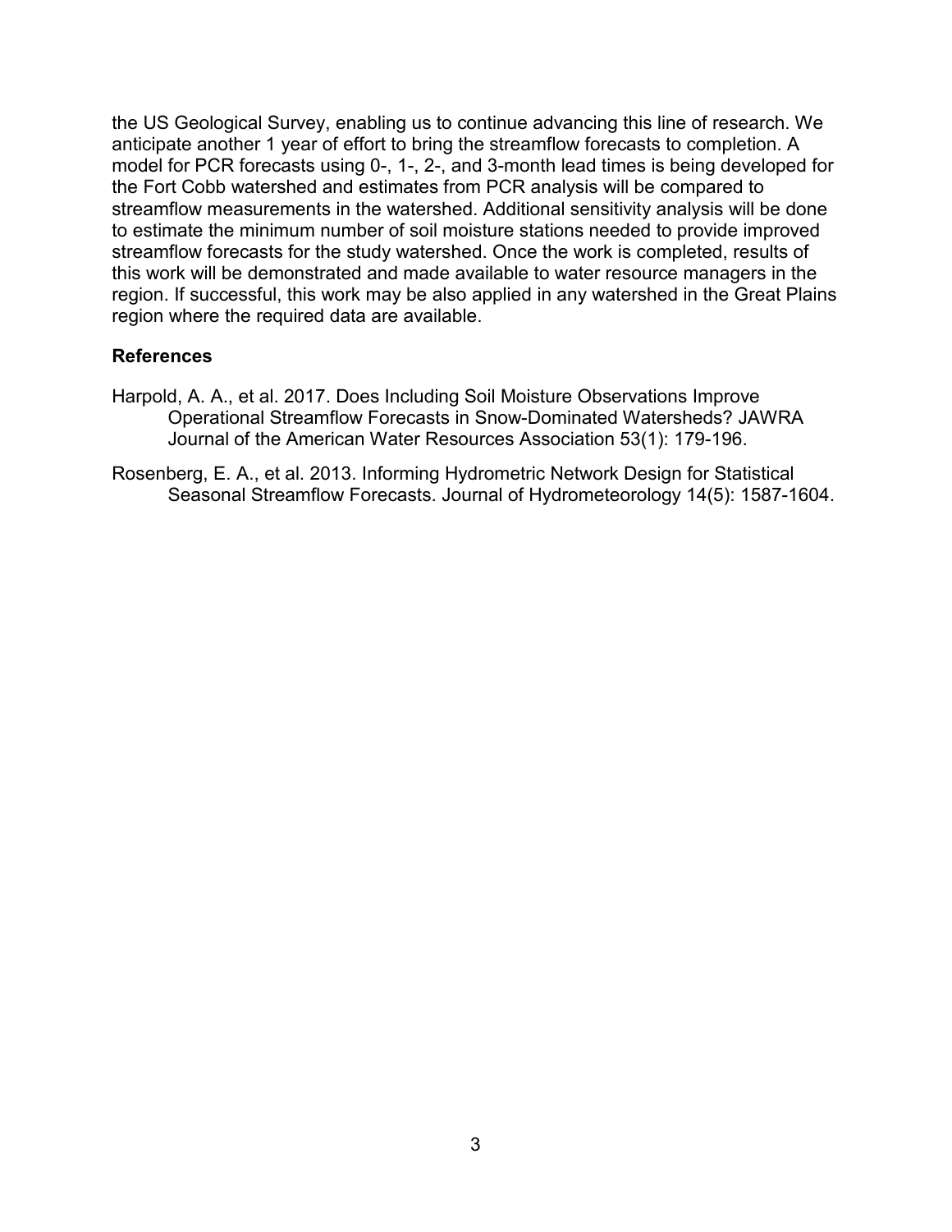the US Geological Survey, enabling us to continue advancing this line of research. We anticipate another 1 year of effort to bring the streamflow forecasts to completion. A model for PCR forecasts using 0-, 1-, 2-, and 3-month lead times is being developed for the Fort Cobb watershed and estimates from PCR analysis will be compared to streamflow measurements in the watershed. Additional sensitivity analysis will be done to estimate the minimum number of soil moisture stations needed to provide improved streamflow forecasts for the study watershed. Once the work is completed, results of this work will be demonstrated and made available to water resource managers in the region. If successful, this work may be also applied in any watershed in the Great Plains region where the required data are available.

### References

Harpold, A. A., et al. 2017. Does Including Soil Moisture Observations Improve Operational Streamflow Forecasts in Snow-Dominated Watersheds? JAWRA Journal of the American Water Resources Association 53(1): 179-196.

Rosenberg, E. A., et al. 2013. Informing Hydrometric Network Design for Statistical Seasonal Streamflow Forecasts. Journal of Hydrometeorology 14(5): 1587-1604.